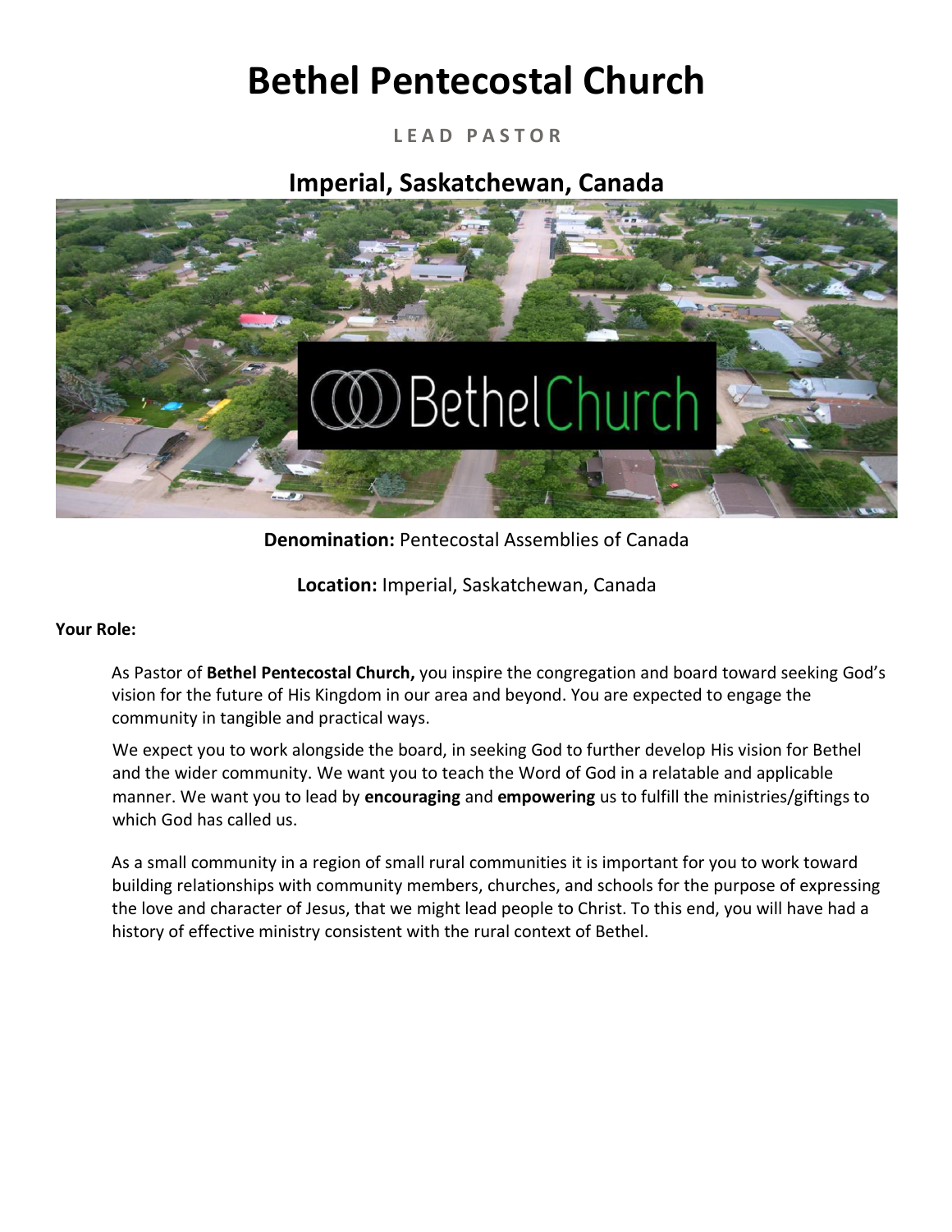# Bethel Pentecostal Church

LEAD PASTOR

## Imperial, Saskatchewan, Canada

**Denomination:** Pentecostal Assemblies of Canada

**Location:** Imperial, Saskatchewan, Canada

**Your Role:**

As Pastor of **Bethel Pentecostal Church,** you inspire the congregation and board toward seeking God's vision for the future of His Kingdom in our area and beyond. You are expected to engage the community in tangible and practical ways.

We expect you to work alongside the board, in seeking God to further develop His vision for Bethel and the wider community. We want you to teach the Word of God in a relatable and applicable manner. We want you to lead by **encouraging** and **empowering** us to fulfill the ministries/giftings to which God has called us.

As a small community in a region of small rural communities it is important for you to work toward building relationships with community members, churches, and schools for the purpose of expressing the love and character of Jesus, that we might lead people to Christ. To this end, you will have had a history of effective ministry consistent with the rural context of Bethel.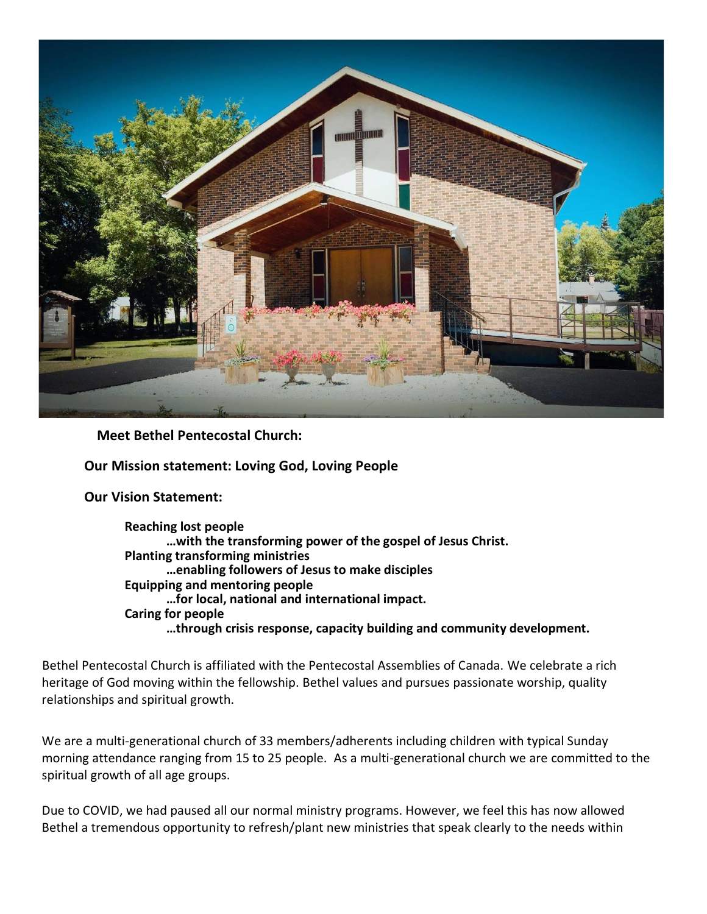**Meet Bethel Pentecostal Church:**

**Our Mission statement: Loving God, Loving People**

**Our Vision Statement:**

**Reaching lost people**
**…with the transforming power of the gospel of Jesus Christ.**
**Planting transforming ministries**
**…enabling followers of Jesus to make disciples**
**Equipping and mentoring people**
**…for local, national and international impact.**
**Caring for people**
**…through crisis response, capacity building and community development.**

Bethel Pentecostal Church is affiliated with the Pentecostal Assemblies of Canada. We celebrate a rich heritage of God moving within the fellowship. Bethel values and pursues passionate worship, quality relationships and spiritual growth.

We are a multi-generational church of 33 members/adherents including children with typical Sunday morning attendance ranging from 15 to 25 people. As a multi-generational church we are committed to the spiritual growth of all age groups.

Due to COVID, we had paused all our normal ministry programs. However, we feel this has now allowed Bethel a tremendous opportunity to refresh/plant new ministries that speak clearly to the needs within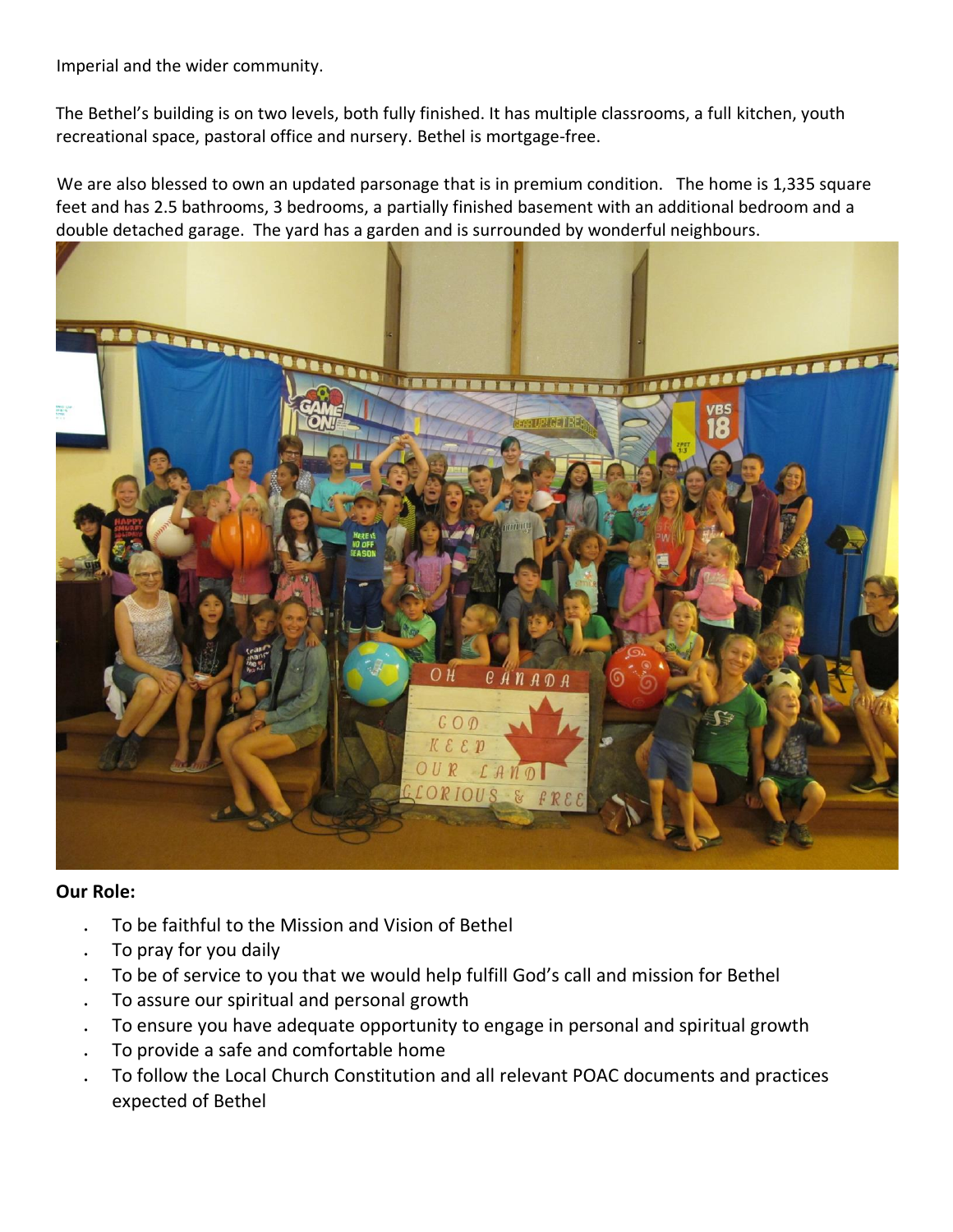Imperial and the wider community.

The Bethel's building is on two levels, both fully finished. It has multiple classrooms, a full kitchen, youth recreational space, pastoral office and nursery. Bethel is mortgage-free.

We are also blessed to own an updated parsonage that is in premium condition. The home is 1,335 square feet and has 2.5 bathrooms, 3 bedrooms, a partially finished basement with an additional bedroom and a double detached garage. The yard has a garden and is surrounded by wonderful neighbours.

**Our Role:**

- To be faithful to the Mission and Vision of Bethel
- To pray for you daily
- To be of service to you that we would help fulfill God's call and mission for Bethel
- To assure our spiritual and personal growth
- To ensure you have adequate opportunity to engage in personal and spiritual growth
- To provide a safe and comfortable home
- To follow the Local Church Constitution and all relevant POAC documents and practices expected of Bethel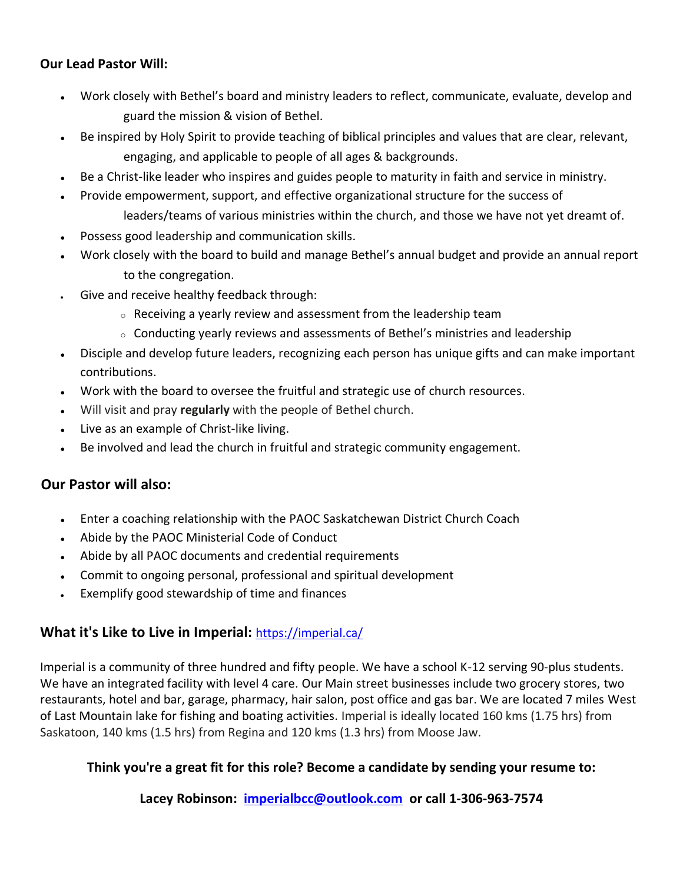**Our Lead Pastor Will:**

- Work closely with Bethel's board and ministry leaders to reflect, communicate, evaluate, develop and guard the mission & vision of Bethel.
- Be inspired by Holy Spirit to provide teaching of biblical principles and values that are clear, relevant, engaging, and applicable to people of all ages & backgrounds.
- Be a Christ-like leader who inspires and guides people to maturity in faith and service in ministry.
- Provide empowerment, support, and effective organizational structure for the success of leaders/teams of various ministries within the church, and those we have not yet dreamt of.
- Possess good leadership and communication skills.
- Work closely with the board to build and manage Bethel's annual budget and provide an annual report to the congregation.
- Give and receive healthy feedback through:
  - Receiving a yearly review and assessment from the leadership team
  - Conducting yearly reviews and assessments of Bethel's ministries and leadership
- Disciple and develop future leaders, recognizing each person has unique gifts and can make important contributions.
- Work with the board to oversee the fruitful and strategic use of church resources.
- Will visit and pray **regularly** with the people of Bethel church.
- Live as an example of Christ-like living.
- Be involved and lead the church in fruitful and strategic community engagement.

## Our Pastor will also:

- Enter a coaching relationship with the PAOC Saskatchewan District Church Coach
- Abide by the PAOC Ministerial Code of Conduct
- Abide by all PAOC documents and credential requirements
- Commit to ongoing personal, professional and spiritual development
- Exemplify good stewardship of time and finances

## What it's Like to Live in Imperial: https://imperial.ca/

Imperial is a community of three hundred and fifty people. We have a school K-12 serving 90-plus students. We have an integrated facility with level 4 care. Our Main street businesses include two grocery stores, two restaurants, hotel and bar, garage, pharmacy, hair salon, post office and gas bar. We are located 7 miles West of Last Mountain lake for fishing and boating activities. Imperial is ideally located 160 kms (1.75 hrs) from Saskatoon, 140 kms (1.5 hrs) from Regina and 120 kms (1.3 hrs) from Moose Jaw.

**Think you're a great fit for this role? Become a candidate by sending your resume to:**

**Lacey Robinson: imperialbcc@outlook.com or call 1-306-963-7574**